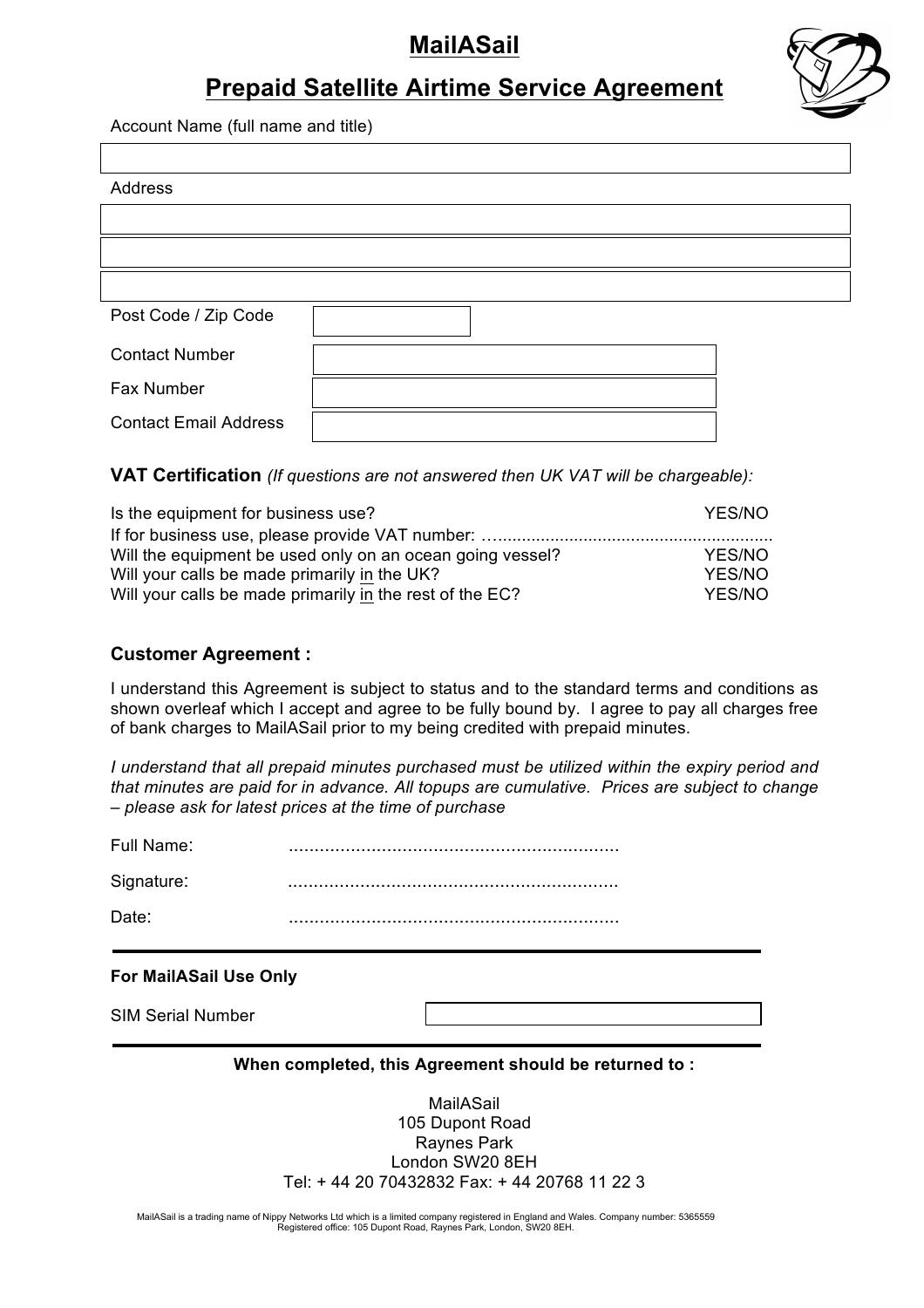# MailASail

## Prepaid Satellite Airtime Service Agreement

Account Name (full name and title)

Address

Post Code / Zip Code

Contact Number

Fax Number

Contact Email Address

**VAT Certification** *(If questions are not answered then UK VAT will be chargeable):*

| | |
|---|---|
| Is the equipment for business use? | YES/NO |
| If for business use, please provide VAT number: …........................................................ | |
| Will the equipment be used only on an ocean going vessel? | YES/NO |
| Will your calls be made primarily in the UK? | YES/NO |
| Will your calls be made primarily in the rest of the EC? | YES/NO |

### Customer Agreement :

I understand this Agreement is subject to status and to the standard terms and conditions as shown overleaf which I accept and agree to be fully bound by. I agree to pay all charges free of bank charges to MailASail prior to my being credited with prepaid minutes.

*I understand that all prepaid minutes purchased must be utilized within the expiry period and that minutes are paid for in advance. All topups are cumulative. Prices are subject to change – please ask for latest prices at the time of purchase*

Full Name: ...............................................................

Signature: ...............................................................

Date: ...............................................................

**For MailASail Use Only**

SIM Serial Number

**When completed, this Agreement should be returned to :**

MailASail
105 Dupont Road
Raynes Park
London SW20 8EH
Tel: + 44 20 70432832 Fax: + 44 20768 11 22 3

MailASail is a trading name of Nippy Networks Ltd which is a limited company registered in England and Wales. Company number: 5365559
Registered office: 105 Dupont Road, Raynes Park, London, SW20 8EH.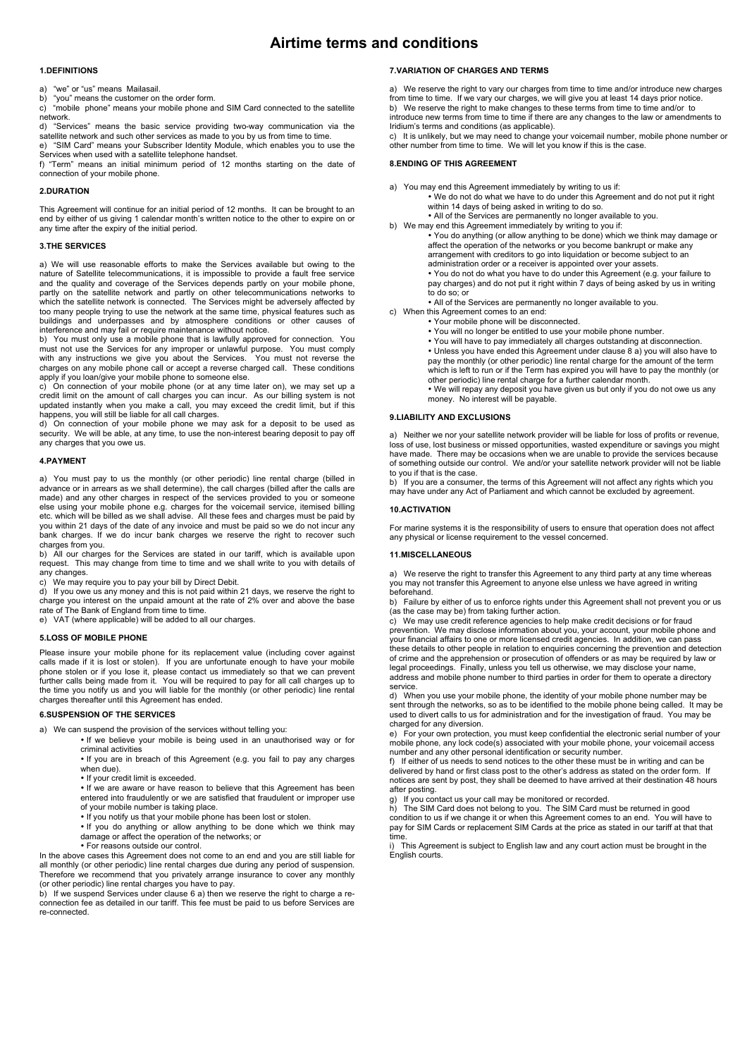# Airtime terms and conditions

## 1.DEFINITIONS

a) "we" or "us" means Mailasail.

b) "you" means the customer on the order form.

c) "mobile phone" means your mobile phone and SIM Card connected to the satellite network.

d) "Services" means the basic service providing two-way communication via the satellite network and such other services as made to you by us from time to time.

e) "SIM Card" means your Subscriber Identity Module, which enables you to use the Services when used with a satellite telephone handset.

f) "Term" means an initial minimum period of 12 months starting on the date of connection of your mobile phone.

## 2.DURATION

This Agreement will continue for an initial period of 12 months. It can be brought to an end by either of us giving 1 calendar month's written notice to the other to expire on or any time after the expiry of the initial period.

## 3.THE SERVICES

a) We will use reasonable efforts to make the Services available but owing to the nature of Satellite telecommunications, it is impossible to provide a fault free service and the quality and coverage of the Services depends partly on your mobile phone, partly on the satellite network and partly on other telecommunications networks to which the satellite network is connected. The Services might be adversely affected by too many people trying to use the network at the same time, physical features such as buildings and underpasses and by atmosphere conditions or other causes of interference and may fail or require maintenance without notice.

b) You must only use a mobile phone that is lawfully approved for connection. You must not use the Services for any improper or unlawful purpose. You must comply with any instructions we give you about the Services. You must not reverse the charges on any mobile phone call or accept a reverse charged call. These conditions apply if you loan/give your mobile phone to someone else.

c) On connection of your mobile phone (or at any time later on), we may set up a credit limit on the amount of call charges you can incur. As our billing system is not updated instantly when you make a call, you may exceed the credit limit, but if this happens, you will still be liable for all call charges.

d) On connection of your mobile phone we may ask for a deposit to be used as security. We will be able, at any time, to use the non-interest bearing deposit to pay off any charges that you owe us.

## 4.PAYMENT

a) You must pay to us the monthly (or other periodic) line rental charge (billed in advance or in arrears as we shall determine), the call charges (billed after the calls are made) and any other charges in respect of the services provided to you or someone else using your mobile phone e.g. charges for the voicemail service, itemised billing etc. which will be billed as we shall advise. All these fees and charges must be paid by you within 21 days of the date of any invoice and must be paid so we do not incur any bank charges. If we do incur bank charges we reserve the right to recover such charges from you.

b) All our charges for the Services are stated in our tariff, which is available upon request. This may change from time to time and we shall write to you with details of any changes.

c) We may require you to pay your bill by Direct Debit.

d) If you owe us any money and this is not paid within 21 days, we reserve the right to charge you interest on the unpaid amount at the rate of 2% over and above the base rate of The Bank of England from time to time.

e) VAT (where applicable) will be added to all our charges.

## 5.LOSS OF MOBILE PHONE

Please insure your mobile phone for its replacement value (including cover against calls made if it is lost or stolen). If you are unfortunate enough to have your mobile phone stolen or if you lose it, please contact us immediately so that we can prevent further calls being made from it. You will be required to pay for all call charges up to the time you notify us and you will liable for the monthly (or other periodic) line rental charges thereafter until this Agreement has ended.

## 6.SUSPENSION OF THE SERVICES

a) We can suspend the provision of the services without telling you:

- If we believe your mobile is being used in an unauthorised way or for criminal activities
- If you are in breach of this Agreement (e.g. you fail to pay any charges when due).
- If your credit limit is exceeded.
- If we are aware or have reason to believe that this Agreement has been entered into fraudulently or we are satisfied that fraudulent or improper use of your mobile number is taking place.
- If you notify us that your mobile phone has been lost or stolen.
- If you do anything or allow anything to be done which we think may damage or affect the operation of the networks; or
- For reasons outside our control.

In the above cases this Agreement does not come to an end and you are still liable for all monthly (or other periodic) line rental charges due during any period of suspension. Therefore we recommend that you privately arrange insurance to cover any monthly (or other periodic) line rental charges you have to pay.

b) If we suspend Services under clause 6 a) then we reserve the right to charge a re-connection fee as detailed in our tariff. This fee must be paid to us before Services are re-connected.

## 7.VARIATION OF CHARGES AND TERMS

a) We reserve the right to vary our charges from time to time and/or introduce new charges from time to time. If we vary our charges, we will give you at least 14 days prior notice.

b) We reserve the right to make changes to these terms from time to time and/or to introduce new terms from time to time if there are any changes to the law or amendments to Iridium's terms and conditions (as applicable).

c) It is unlikely, but we may need to change your voicemail number, mobile phone number or other number from time to time. We will let you know if this is the case.

## 8.ENDING OF THIS AGREEMENT

a) You may end this Agreement immediately by writing to us if:

- We do not do what we have to do under this Agreement and do not put it right within 14 days of being asked in writing to do so.
- All of the Services are permanently no longer available to you.

b) We may end this Agreement immediately by writing to you if:

- You do anything (or allow anything to be done) which we think may damage or affect the operation of the networks or you become bankrupt or make any arrangement with creditors to go into liquidation or become subject to an administration order or a receiver is appointed over your assets.
- You do not do what you have to do under this Agreement (e.g. your failure to pay charges) and do not put it right within 7 days of being asked by us in writing to do so; or
- All of the Services are permanently no longer available to you.

c) When this Agreement comes to an end:

- Your mobile phone will be disconnected.
- You will no longer be entitled to use your mobile phone number.
- You will have to pay immediately all charges outstanding at disconnection.
- Unless you have ended this Agreement under clause 8 a) you will also have to pay the monthly (or other periodic) line rental charge for the amount of the term which is left to run or if the Term has expired you will have to pay the monthly (or other periodic) line rental charge for a further calendar month.
- We will repay any deposit you have given us but only if you do not owe us any money. No interest will be payable.

## 9.LIABILITY AND EXCLUSIONS

a) Neither we nor your satellite network provider will be liable for loss of profits or revenue, loss of use, lost business or missed opportunities, wasted expenditure or savings you might have made. There may be occasions when we are unable to provide the services because of something outside our control. We and/or your satellite network provider will not be liable to you if that is the case.

b) If you are a consumer, the terms of this Agreement will not affect any rights which you may have under any Act of Parliament and which cannot be excluded by agreement.

## 10.ACTIVATION

For marine systems it is the responsibility of users to ensure that operation does not affect any physical or license requirement to the vessel concerned.

## 11.MISCELLANEOUS

a) We reserve the right to transfer this Agreement to any third party at any time whereas you may not transfer this Agreement to anyone else unless we have agreed in writing beforehand.

b) Failure by either of us to enforce rights under this Agreement shall not prevent you or us (as the case may be) from taking further action.

c) We may use credit reference agencies to help make credit decisions or for fraud prevention. We may disclose information about you, your account, your mobile phone and your financial affairs to one or more licensed credit agencies. In addition, we can pass these details to other people in relation to enquiries concerning the prevention and detection of crime and the apprehension or prosecution of offenders or as may be required by law or legal proceedings. Finally, unless you tell us otherwise, we may disclose your name, address and mobile phone number to third parties in order for them to operate a directory service.

d) When you use your mobile phone, the identity of your mobile phone number may be sent through the networks, so as to be identified to the mobile phone being called. It may be used to divert calls to us for administration and for the investigation of fraud. You may be charged for any diversion.

e) For your own protection, you must keep confidential the electronic serial number of your mobile phone, any lock code(s) associated with your mobile phone, your voicemail access number and any other personal identification or security number.

f) If either of us needs to send notices to the other these must be in writing and can be delivered by hand or first class post to the other's address as stated on the order form. If notices are sent by post, they shall be deemed to have arrived at their destination 48 hours after posting.

g) If you contact us your call may be monitored or recorded.

h) The SIM Card does not belong to you. The SIM Card must be returned in good condition to us if we change it or when this Agreement comes to an end. You will have to pay for SIM Cards or replacement SIM Cards at the price as stated in our tariff at that that time.

i) This Agreement is subject to English law and any court action must be brought in the English courts.